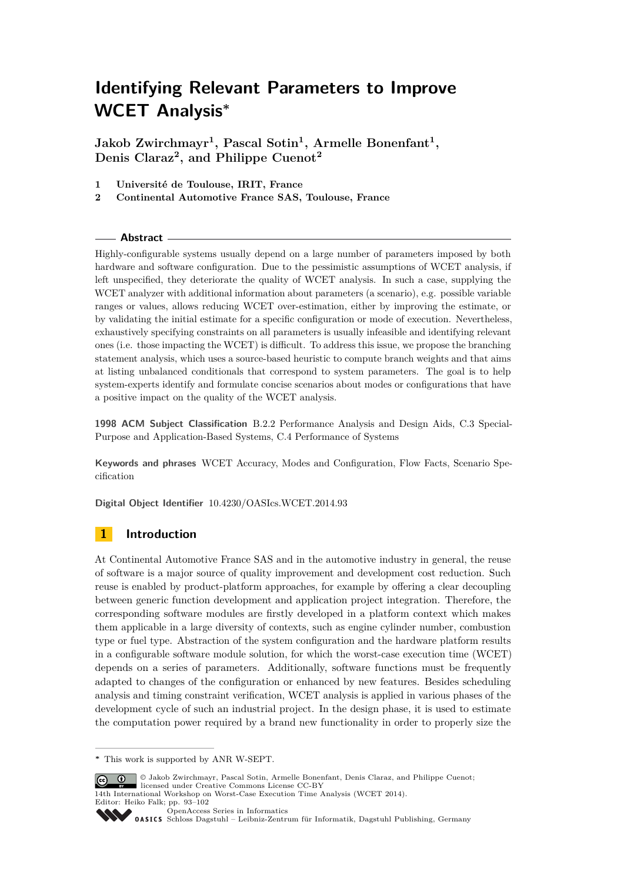# Identifying Relevant Parameters to Improve WCET Analysis*

**Jakob Zwirchmayr[1], Pascal Sotin[1], Armelle Bonenfant[1], Denis Claraz[2], and Philippe Cuenot[2]**

1 **Université de Toulouse, IRIT, France**
2 **Continental Automotive France SAS, Toulouse, France**

## Abstract

Highly-configurable systems usually depend on a large number of parameters imposed by both hardware and software configuration. Due to the pessimistic assumptions of WCET analysis, if left unspecified, they deteriorate the quality of WCET analysis. In such a case, supplying the WCET analyzer with additional information about parameters (a scenario), e.g. possible variable ranges or values, allows reducing WCET over-estimation, either by improving the estimate, or by validating the initial estimate for a specific configuration or mode of execution. Nevertheless, exhaustively specifying constraints on all parameters is usually infeasible and identifying relevant ones (i.e. those impacting the WCET) is difficult. To address this issue, we propose the branching statement analysis, which uses a source-based heuristic to compute branch weights and that aims at listing unbalanced conditionals that correspond to system parameters. The goal is to help system-experts identify and formulate concise scenarios about modes or configurations that have a positive impact on the quality of the WCET analysis.

**1998 ACM Subject Classification** B.2.2 Performance Analysis and Design Aids, C.3 Special-Purpose and Application-Based Systems, C.4 Performance of Systems

**Keywords and phrases** WCET Accuracy, Modes and Configuration, Flow Facts, Scenario Specification

**Digital Object Identifier** 10.4230/OASIcs.WCET.2014.93

## 1 Introduction

At Continental Automotive France SAS and in the automotive industry in general, the reuse of software is a major source of quality improvement and development cost reduction. Such reuse is enabled by product-platform approaches, for example by offering a clear decoupling between generic function development and application project integration. Therefore, the corresponding software modules are firstly developed in a platform context which makes them applicable in a large diversity of contexts, such as engine cylinder number, combustion type or fuel type. Abstraction of the system configuration and the hardware platform results in a configurable software module solution, for which the worst-case execution time (WCET) depends on a series of parameters. Additionally, software functions must be frequently adapted to changes of the configuration or enhanced by new features. Besides scheduling analysis and timing constraint verification, WCET analysis is applied in various phases of the development cycle of such an industrial project. In the design phase, it is used to estimate the computation power required by a brand new functionality in order to properly size the

---

* This work is supported by ANR W-SEPT.

© Jakob Zwirchmayr, Pascal Sotin, Armelle Bonenfant, Denis Claraz, and Philippe Cuenot; licensed under Creative Commons License CC-BY
14th International Workshop on Worst-Case Execution Time Analysis (WCET 2014).
Editor: Heiko Falk; pp. 93–102
OpenAccess Series in Informatics
OASICS Schloss Dagstuhl – Leibniz-Zentrum für Informatik, Dagstuhl Publishing, Germany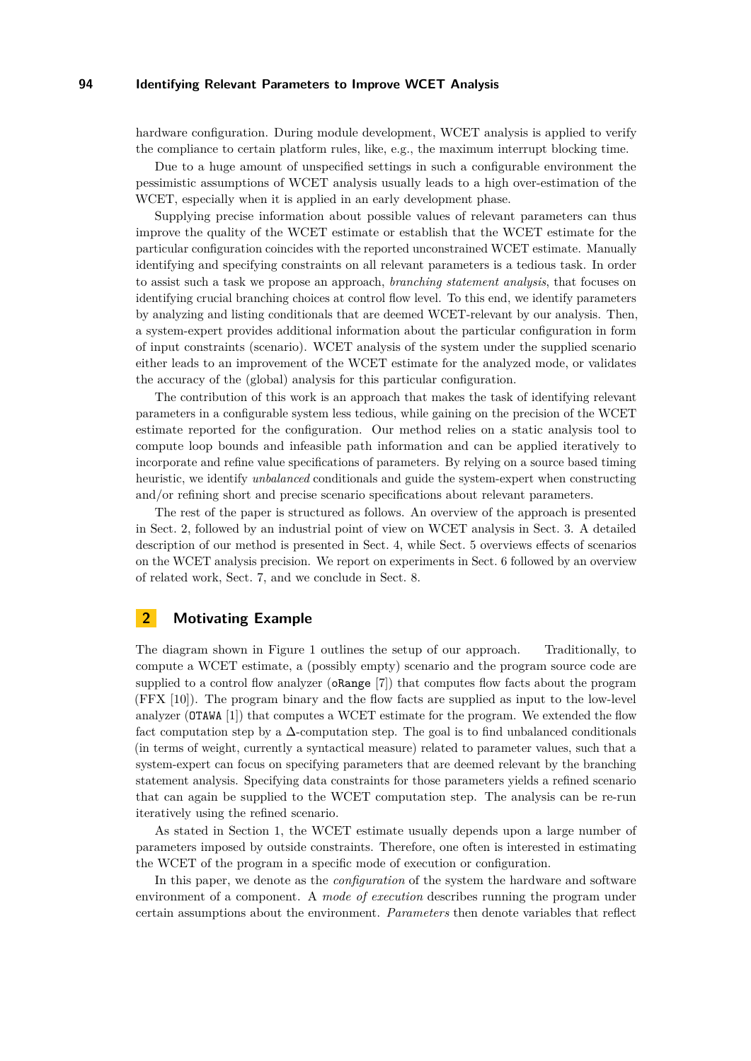hardware configuration. During module development, WCET analysis is applied to verify the compliance to certain platform rules, like, e.g., the maximum interrupt blocking time.

Due to a huge amount of unspecified settings in such a configurable environment the pessimistic assumptions of WCET analysis usually leads to a high over-estimation of the WCET, especially when it is applied in an early development phase.

Supplying precise information about possible values of relevant parameters can thus improve the quality of the WCET estimate or establish that the WCET estimate for the particular configuration coincides with the reported unconstrained WCET estimate. Manually identifying and specifying constraints on all relevant parameters is a tedious task. In order to assist such a task we propose an approach, *branching statement analysis*, that focuses on identifying crucial branching choices at control flow level. To this end, we identify parameters by analyzing and listing conditionals that are deemed WCET-relevant by our analysis. Then, a system-expert provides additional information about the particular configuration in form of input constraints (scenario). WCET analysis of the system under the supplied scenario either leads to an improvement of the WCET estimate for the analyzed mode, or validates the accuracy of the (global) analysis for this particular configuration.

The contribution of this work is an approach that makes the task of identifying relevant parameters in a configurable system less tedious, while gaining on the precision of the WCET estimate reported for the configuration. Our method relies on a static analysis tool to compute loop bounds and infeasible path information and can be applied iteratively to incorporate and refine value specifications of parameters. By relying on a source based timing heuristic, we identify *unbalanced* conditionals and guide the system-expert when constructing and/or refining short and precise scenario specifications about relevant parameters.

The rest of the paper is structured as follows. An overview of the approach is presented in Sect. 2, followed by an industrial point of view on WCET analysis in Sect. 3. A detailed description of our method is presented in Sect. 4, while Sect. 5 overviews effects of scenarios on the WCET analysis precision. We report on experiments in Sect. 6 followed by an overview of related work, Sect. 7, and we conclude in Sect. 8.

## 2 Motivating Example

The diagram shown in Figure 1 outlines the setup of our approach. Traditionally, to compute a WCET estimate, a (possibly empty) scenario and the program source code are supplied to a control flow analyzer (oRange [7]) that computes flow facts about the program (FFX [10]). The program binary and the flow facts are supplied as input to the low-level analyzer (OTAWA [1]) that computes a WCET estimate for the program. We extended the flow fact computation step by a $\Delta$-computation step. The goal is to find unbalanced conditionals (in terms of weight, currently a syntactical measure) related to parameter values, such that a system-expert can focus on specifying parameters that are deemed relevant by the branching statement analysis. Specifying data constraints for those parameters yields a refined scenario that can again be supplied to the WCET computation step. The analysis can be re-run iteratively using the refined scenario.

As stated in Section 1, the WCET estimate usually depends upon a large number of parameters imposed by outside constraints. Therefore, one often is interested in estimating the WCET of the program in a specific mode of execution or configuration.

In this paper, we denote as the *configuration* of the system the hardware and software environment of a component. A *mode of execution* describes running the program under certain assumptions about the environment. *Parameters* then denote variables that reflect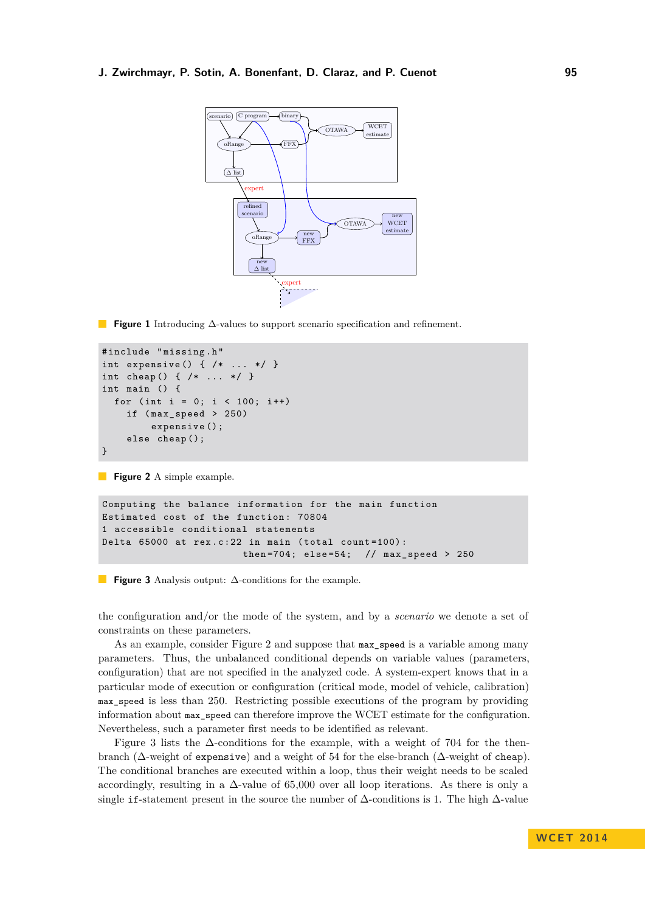**Figure 1** Introducing Δ-values to support scenario specification and refinement.

```
#include "missing.h"
int expensive() { /* ... */ }
int cheap() { /* ... */ }
int main () {
  for (int i = 0; i < 100; i++)
    if (max_speed > 250)
        expensive();
    else cheap();
}
```

**Figure 2** A simple example.

```
Computing the balance information for the main function
Estimated cost of the function: 70804
1 accessible conditional statements
Delta 65000 at rex.c:22 in main (total count=100):
                       then=704; else=54;  // max_speed > 250
```

**Figure 3** Analysis output: Δ-conditions for the example.

the configuration and/or the mode of the system, and by a *scenario* we denote a set of constraints on these parameters.

As an example, consider Figure 2 and suppose that `max_speed` is a variable among many parameters. Thus, the unbalanced conditional depends on variable values (parameters, configuration) that are not specified in the analyzed code. A system-expert knows that in a particular mode of execution or configuration (critical mode, model of vehicle, calibration) `max_speed` is less than 250. Restricting possible executions of the program by providing information about `max_speed` can therefore improve the WCET estimate for the configuration. Nevertheless, such a parameter first needs to be identified as relevant.

Figure 3 lists the Δ-conditions for the example, with a weight of 704 for the then-branch (Δ-weight of `expensive`) and a weight of 54 for the else-branch (Δ-weight of `cheap`). The conditional branches are executed within a loop, thus their weight needs to be scaled accordingly, resulting in a Δ-value of 65,000 over all loop iterations. As there is only a single `if`-statement present in the source the number of Δ-conditions is 1. The high Δ-value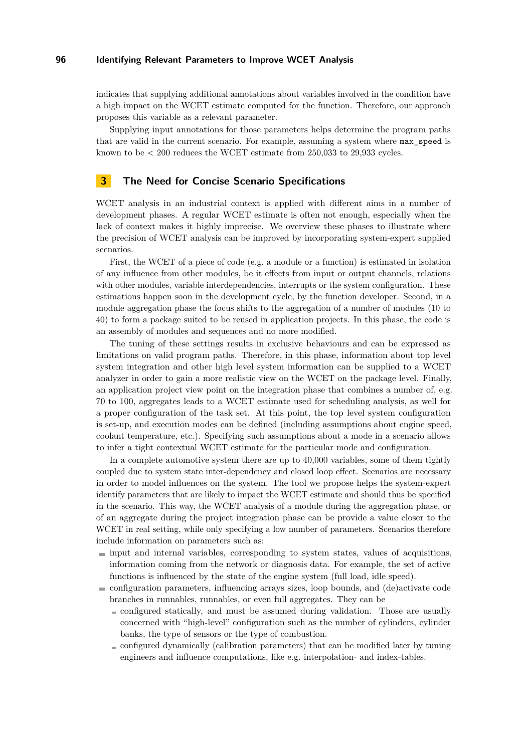indicates that supplying additional annotations about variables involved in the condition have a high impact on the WCET estimate computed for the function. Therefore, our approach proposes this variable as a relevant parameter.

Supplying input annotations for those parameters helps determine the program paths that are valid in the current scenario. For example, assuming a system where `max_speed` is known to be $< 200$ reduces the WCET estimate from 250,033 to 29,933 cycles.

## 3 The Need for Concise Scenario Specifications

WCET analysis in an industrial context is applied with different aims in a number of development phases. A regular WCET estimate is often not enough, especially when the lack of context makes it highly imprecise. We overview these phases to illustrate where the precision of WCET analysis can be improved by incorporating system-expert supplied scenarios.

First, the WCET of a piece of code (e.g. a module or a function) is estimated in isolation of any influence from other modules, be it effects from input or output channels, relations with other modules, variable interdependencies, interrupts or the system configuration. These estimations happen soon in the development cycle, by the function developer. Second, in a module aggregation phase the focus shifts to the aggregation of a number of modules (10 to 40) to form a package suited to be reused in application projects. In this phase, the code is an assembly of modules and sequences and no more modified.

The tuning of these settings results in exclusive behaviours and can be expressed as limitations on valid program paths. Therefore, in this phase, information about top level system integration and other high level system information can be supplied to a WCET analyzer in order to gain a more realistic view on the WCET on the package level. Finally, an application project view point on the integration phase that combines a number of, e.g. 70 to 100, aggregates leads to a WCET estimate used for scheduling analysis, as well for a proper configuration of the task set. At this point, the top level system configuration is set-up, and execution modes can be defined (including assumptions about engine speed, coolant temperature, etc.). Specifying such assumptions about a mode in a scenario allows to infer a tight contextual WCET estimate for the particular mode and configuration.

In a complete automotive system there are up to 40,000 variables, some of them tightly coupled due to system state inter-dependency and closed loop effect. Scenarios are necessary in order to model influences on the system. The tool we propose helps the system-expert identify parameters that are likely to impact the WCET estimate and should thus be specified in the scenario. This way, the WCET analysis of a module during the aggregation phase, or of an aggregate during the project integration phase can be provide a value closer to the WCET in real setting, while only specifying a low number of parameters. Scenarios therefore include information on parameters such as:

- input and internal variables, corresponding to system states, values of acquisitions, information coming from the network or diagnosis data. For example, the set of active functions is influenced by the state of the engine system (full load, idle speed).
- configuration parameters, influencing arrays sizes, loop bounds, and (de)activate code branches in runnables, runnables, or even full aggregates. They can be
  - configured statically, and must be assumed during validation. Those are usually concerned with "high-level" configuration such as the number of cylinders, cylinder banks, the type of sensors or the type of combustion.
  - configured dynamically (calibration parameters) that can be modified later by tuning engineers and influence computations, like e.g. interpolation- and index-tables.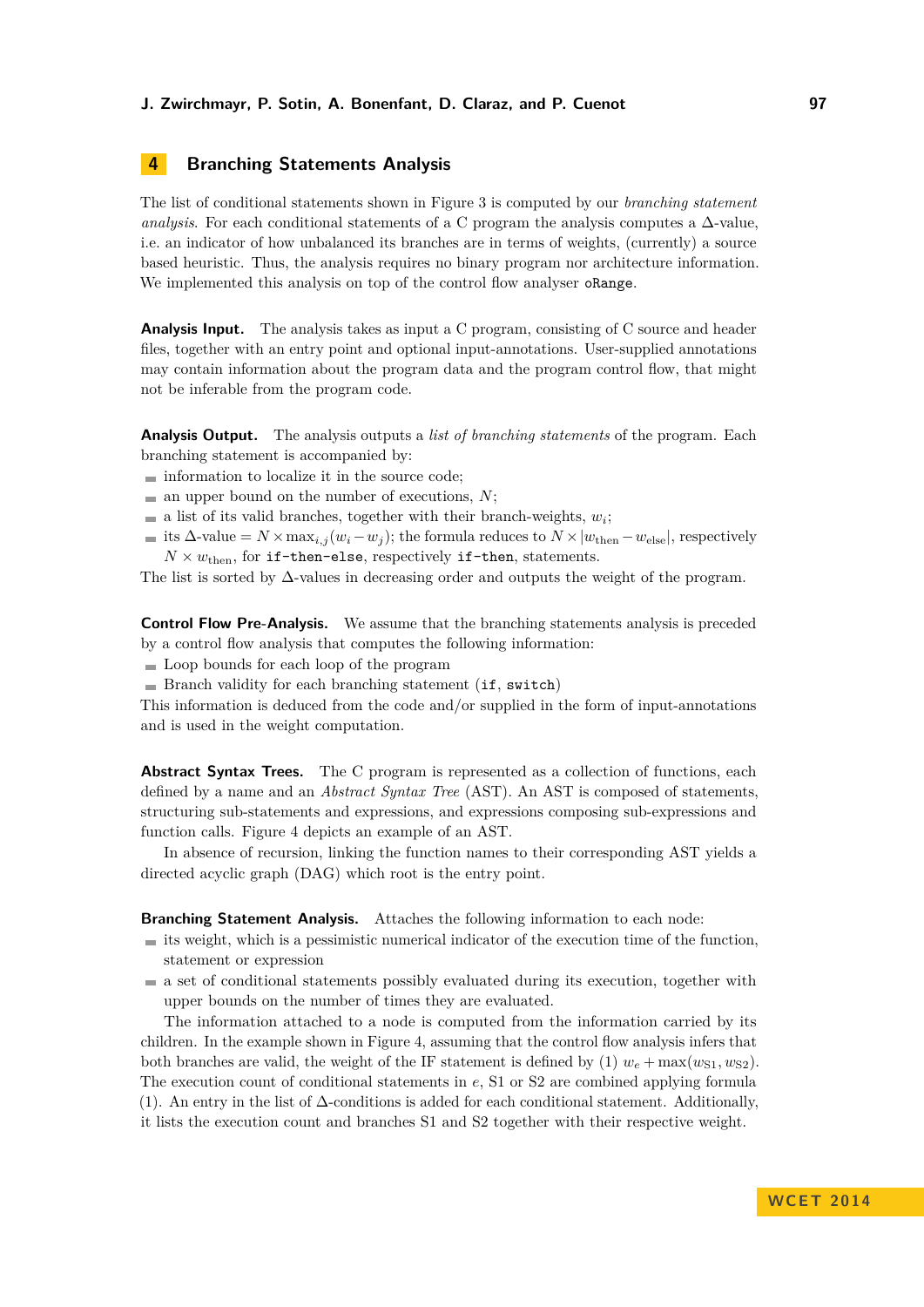## 4 Branching Statements Analysis

The list of conditional statements shown in Figure 3 is computed by our *branching statement analysis*. For each conditional statements of a C program the analysis computes a $\Delta$-value, i.e. an indicator of how unbalanced its branches are in terms of weights, (currently) a source based heuristic. Thus, the analysis requires no binary program nor architecture information. We implemented this analysis on top of the control flow analyser `oRange`.

**Analysis Input.** The analysis takes as input a C program, consisting of C source and header files, together with an entry point and optional input-annotations. User-supplied annotations may contain information about the program data and the program control flow, that might not be inferable from the program code.

**Analysis Output.** The analysis outputs a *list of branching statements* of the program. Each branching statement is accompanied by:

- information to localize it in the source code;
- an upper bound on the number of executions, $N$;
- a list of its valid branches, together with their branch-weights, $w_i$;
- its $\Delta$-value $= N \times \max_{i,j}(w_i - w_j)$; the formula reduces to $N \times |w_{\text{then}} - w_{\text{else}}|$, respectively $N \times w_{\text{then}}$, for `if-then-else`, respectively `if-then`, statements.

The list is sorted by $\Delta$-values in decreasing order and outputs the weight of the program.

**Control Flow Pre-Analysis.** We assume that the branching statements analysis is preceded by a control flow analysis that computes the following information:

- Loop bounds for each loop of the program
- Branch validity for each branching statement (`if`, `switch`)

This information is deduced from the code and/or supplied in the form of input-annotations and is used in the weight computation.

**Abstract Syntax Trees.** The C program is represented as a collection of functions, each defined by a name and an *Abstract Syntax Tree* (AST). An AST is composed of statements, structuring sub-statements and expressions, and expressions composing sub-expressions and function calls. Figure 4 depicts an example of an AST.

In absence of recursion, linking the function names to their corresponding AST yields a directed acyclic graph (DAG) which root is the entry point.

**Branching Statement Analysis.** Attaches the following information to each node:

- its weight, which is a pessimistic numerical indicator of the execution time of the function, statement or expression
- a set of conditional statements possibly evaluated during its execution, together with upper bounds on the number of times they are evaluated.

The information attached to a node is computed from the information carried by its children. In the example shown in Figure 4, assuming that the control flow analysis infers that both branches are valid, the weight of the IF statement is defined by (1) $w_e + \max(w_{\text{S1}}, w_{\text{S2}})$. The execution count of conditional statements in $e$, S1 or S2 are combined applying formula (1). An entry in the list of $\Delta$-conditions is added for each conditional statement. Additionally, it lists the execution count and branches S1 and S2 together with their respective weight.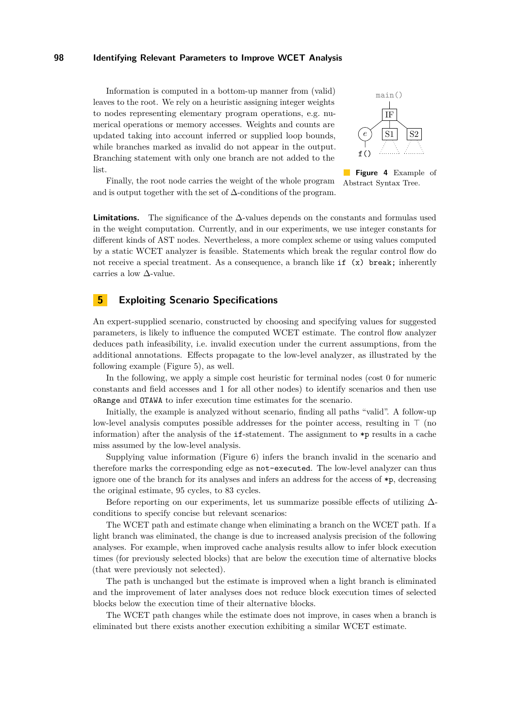Information is computed in a bottom-up manner from (valid) leaves to the root. We rely on a heuristic assigning integer weights to nodes representing elementary program operations, e.g. numerical operations or memory accesses. Weights and counts are updated taking into account inferred or supplied loop bounds, while branches marked as invalid do not appear in the output. Branching statement with only one branch are not added to the list.

Finally, the root node carries the weight of the whole program and is output together with the set of $\Delta$-conditions of the program.

**Figure 4** Example of Abstract Syntax Tree.

**Limitations.** The significance of the $\Delta$-values depends on the constants and formulas used in the weight computation. Currently, and in our experiments, we use integer constants for different kinds of AST nodes. Nevertheless, a more complex scheme or using values computed by a static WCET analyzer is feasible. Statements which break the regular control flow do not receive a special treatment. As a consequence, a branch like `if (x) break;` inherently carries a low $\Delta$-value.

## 5 Exploiting Scenario Specifications

An expert-supplied scenario, constructed by choosing and specifying values for suggested parameters, is likely to influence the computed WCET estimate. The control flow analyzer deduces path infeasibility, i.e. invalid execution under the current assumptions, from the additional annotations. Effects propagate to the low-level analyzer, as illustrated by the following example (Figure 5), as well.

In the following, we apply a simple cost heuristic for terminal nodes (cost 0 for numeric constants and field accesses and 1 for all other nodes) to identify scenarios and then use `oRange` and `OTAWA` to infer execution time estimates for the scenario.

Initially, the example is analyzed without scenario, finding all paths "valid". A follow-up low-level analysis computes possible addresses for the pointer access, resulting in $\top$ (no information) after the analysis of the `if`-statement. The assignment to `*p` results in a cache miss assumed by the low-level analysis.

Supplying value information (Figure 6) infers the branch invalid in the scenario and therefore marks the corresponding edge as `not-executed`. The low-level analyzer can thus ignore one of the branch for its analyses and infers an address for the access of `*p`, decreasing the original estimate, 95 cycles, to 83 cycles.

Before reporting on our experiments, let us summarize possible effects of utilizing $\Delta$-conditions to specify concise but relevant scenarios:

The WCET path and estimate change when eliminating a branch on the WCET path. If a light branch was eliminated, the change is due to increased analysis precision of the following analyses. For example, when improved cache analysis results allow to infer block execution times (for previously selected blocks) that are below the execution time of alternative blocks (that were previously not selected).

The path is unchanged but the estimate is improved when a light branch is eliminated and the improvement of later analyses does not reduce block execution times of selected blocks below the execution time of their alternative blocks.

The WCET path changes while the estimate does not improve, in cases when a branch is eliminated but there exists another execution exhibiting a similar WCET estimate.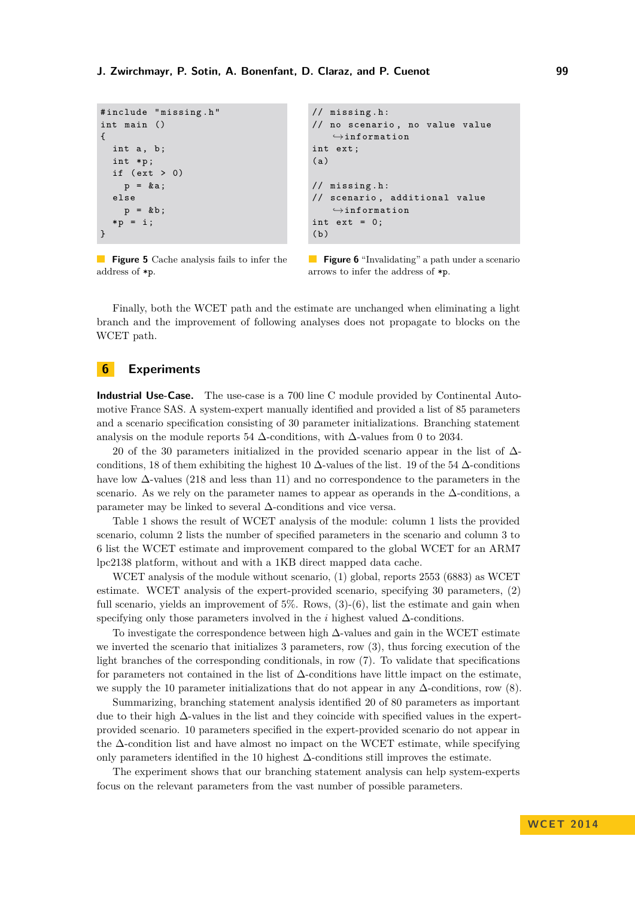```c
#include "missing.h"
int main ()
{
  int a, b;
  int *p;
  if (ext > 0)
    p = &a;
  else
    p = &b;
  *p = i;
}
```

**Figure 5** Cache analysis fails to infer the address of `*p`.

```c
// missing.h:
// no scenario, no value value
    ↪information
int ext;
(a)

// missing.h:
// scenario, additional value
    ↪information
int ext = 0;
(b)
```

**Figure 6** "Invalidating" a path under a scenario arrows to infer the address of `*p`.

Finally, both the WCET path and the estimate are unchanged when eliminating a light branch and the improvement of following analyses does not propagate to blocks on the WCET path.

## 6 Experiments

**Industrial Use-Case.** The use-case is a 700 line C module provided by Continental Automotive France SAS. A system-expert manually identified and provided a list of 85 parameters and a scenario specification consisting of 30 parameter initializations. Branching statement analysis on the module reports 54 $\Delta$-conditions, with $\Delta$-values from 0 to 2034.

20 of the 30 parameters initialized in the provided scenario appear in the list of $\Delta$-conditions, 18 of them exhibiting the highest 10 $\Delta$-values of the list. 19 of the 54 $\Delta$-conditions have low $\Delta$-values (218 and less than 11) and no correspondence to the parameters in the scenario. As we rely on the parameter names to appear as operands in the $\Delta$-conditions, a parameter may be linked to several $\Delta$-conditions and vice versa.

Table 1 shows the result of WCET analysis of the module: column 1 lists the provided scenario, column 2 lists the number of specified parameters in the scenario and column 3 to 6 list the WCET estimate and improvement compared to the global WCET for an ARM7 lpc2138 platform, without and with a 1KB direct mapped data cache.

WCET analysis of the module without scenario, (1) global, reports 2553 (6883) as WCET estimate. WCET analysis of the expert-provided scenario, specifying 30 parameters, (2) full scenario, yields an improvement of 5%. Rows, (3)-(6), list the estimate and gain when specifying only those parameters involved in the $i$ highest valued $\Delta$-conditions.

To investigate the correspondence between high $\Delta$-values and gain in the WCET estimate we inverted the scenario that initializes 3 parameters, row (3), thus forcing execution of the light branches of the corresponding conditionals, in row (7). To validate that specifications for parameters not contained in the list of $\Delta$-conditions have little impact on the estimate, we supply the 10 parameter initializations that do not appear in any $\Delta$-conditions, row (8).

Summarizing, branching statement analysis identified 20 of 80 parameters as important due to their high $\Delta$-values in the list and they coincide with specified values in the expert-provided scenario. 10 parameters specified in the expert-provided scenario do not appear in the $\Delta$-condition list and have almost no impact on the WCET estimate, while specifying only parameters identified in the 10 highest $\Delta$-conditions still improves the estimate.

The experiment shows that our branching statement analysis can help system-experts focus on the relevant parameters from the vast number of possible parameters.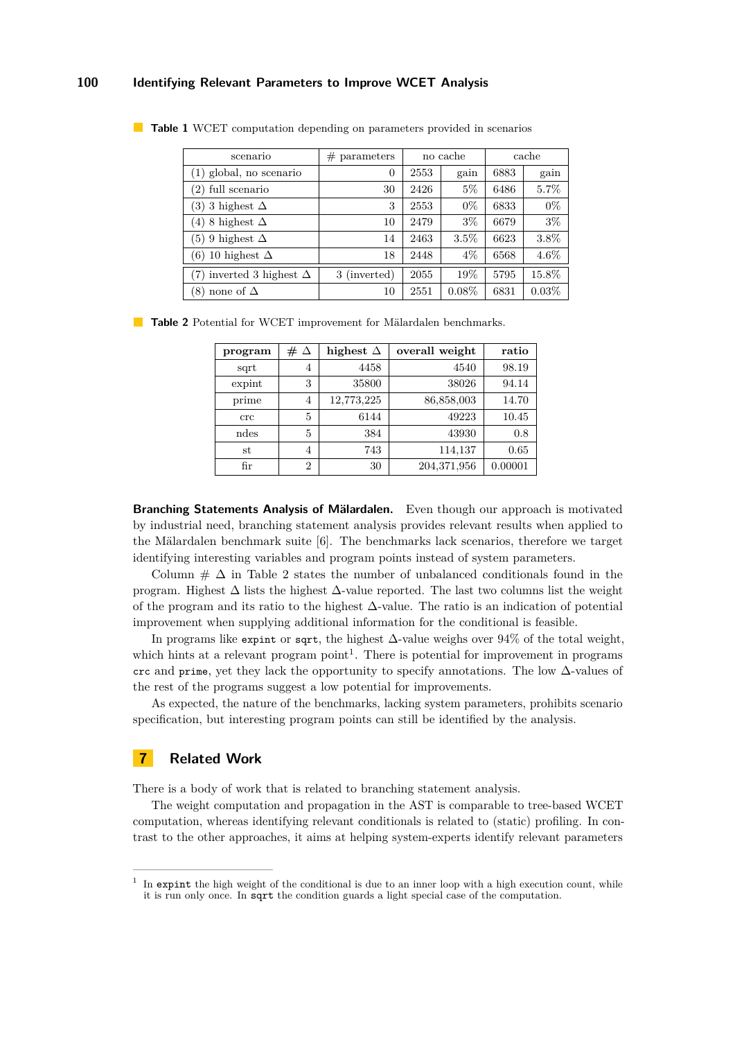**Table 1** WCET computation depending on parameters provided in scenarios

| scenario | # parameters | no cache | | cache | |
|---|---|---|---|---|---|
| (1) global, no scenario | 0 | 2553 | gain | 6883 | gain |
| (2) full scenario | 30 | 2426 | 5% | 6486 | 5.7% |
| (3) 3 highest Δ | 3 | 2553 | 0% | 6833 | 0% |
| (4) 8 highest Δ | 10 | 2479 | 3% | 6679 | 3% |
| (5) 9 highest Δ | 14 | 2463 | 3.5% | 6623 | 3.8% |
| (6) 10 highest Δ | 18 | 2448 | 4% | 6568 | 4.6% |
| (7) inverted 3 highest Δ | 3 (inverted) | 2055 | 19% | 5795 | 15.8% |
| (8) none of Δ | 10 | 2551 | 0.08% | 6831 | 0.03% |

**Table 2** Potential for WCET improvement for Mälardalen benchmarks.

| **program** | **# Δ** | **highest Δ** | **overall weight** | **ratio** |
|---|---|---|---|---|
| sqrt | 4 | 4458 | 4540 | 98.19 |
| expint | 3 | 35800 | 38026 | 94.14 |
| prime | 4 | 12,773,225 | 86,858,003 | 14.70 |
| crc | 5 | 6144 | 49223 | 10.45 |
| ndes | 5 | 384 | 43930 | 0.8 |
| st | 4 | 743 | 114,137 | 0.65 |
| fir | 2 | 30 | 204,371,956 | 0.00001 |

**Branching Statements Analysis of Mälardalen.** Even though our approach is motivated by industrial need, branching statement analysis provides relevant results when applied to the Mälardalen benchmark suite [6]. The benchmarks lack scenarios, therefore we target identifying interesting variables and program points instead of system parameters.

Column # Δ in Table 2 states the number of unbalanced conditionals found in the program. Highest Δ lists the highest Δ-value reported. The last two columns list the weight of the program and its ratio to the highest Δ-value. The ratio is an indication of potential improvement when supplying additional information for the conditional is feasible.

In programs like `expint` or `sqrt`, the highest Δ-value weighs over 94% of the total weight, which hints at a relevant program point[1]. There is potential for improvement in programs `crc` and `prime`, yet they lack the opportunity to specify annotations. The low Δ-values of the rest of the programs suggest a low potential for improvements.

As expected, the nature of the benchmarks, lacking system parameters, prohibits scenario specification, but interesting program points can still be identified by the analysis.

## 7 Related Work

There is a body of work that is related to branching statement analysis.

The weight computation and propagation in the AST is comparable to tree-based WCET computation, whereas identifying relevant conditionals is related to (static) profiling. In contrast to the other approaches, it aims at helping system-experts identify relevant parameters

---

[1] In `expint` the high weight of the conditional is due to an inner loop with a high execution count, while it is run only once. In `sqrt` the condition guards a light special case of the computation.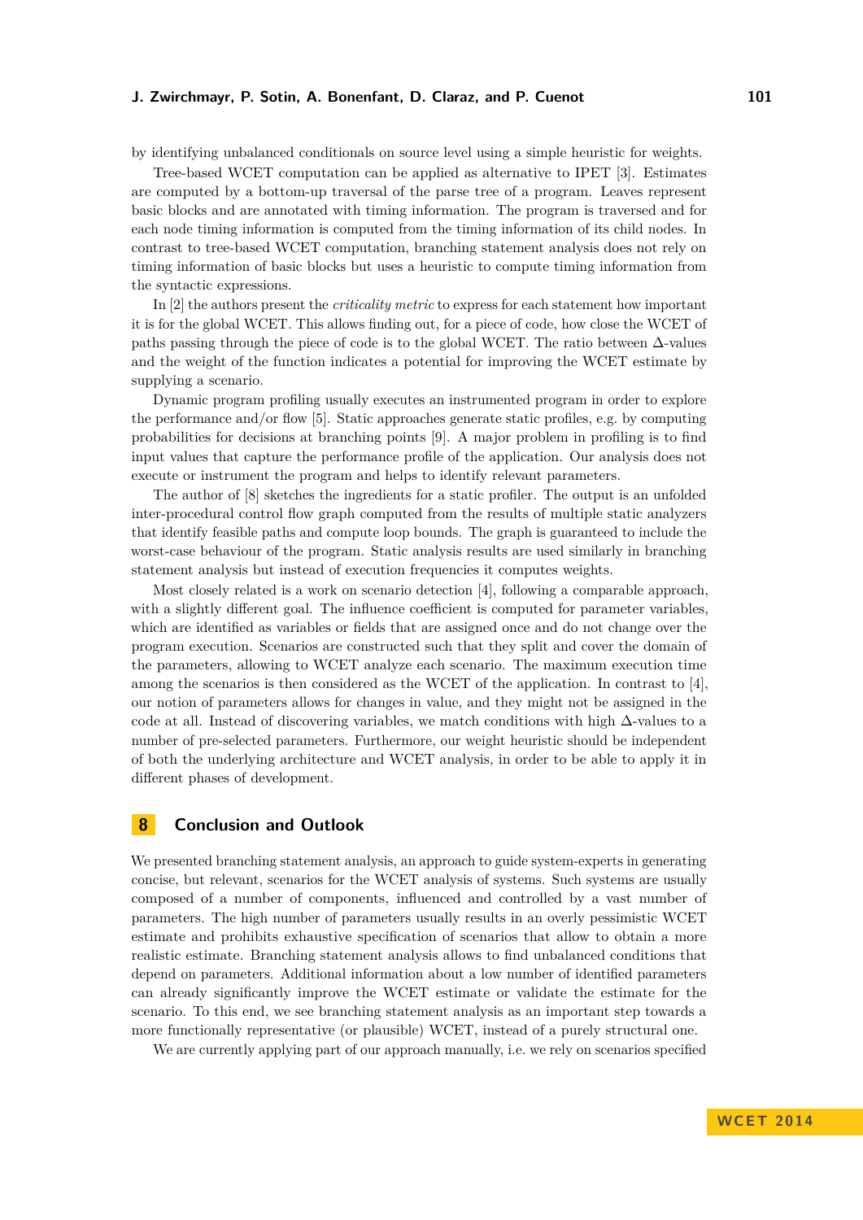by identifying unbalanced conditionals on source level using a simple heuristic for weights.

Tree-based WCET computation can be applied as alternative to IPET [3]. Estimates are computed by a bottom-up traversal of the parse tree of a program. Leaves represent basic blocks and are annotated with timing information. The program is traversed and for each node timing information is computed from the timing information of its child nodes. In contrast to tree-based WCET computation, branching statement analysis does not rely on timing information of basic blocks but uses a heuristic to compute timing information from the syntactic expressions.

In [2] the authors present the *criticality metric* to express for each statement how important it is for the global WCET. This allows finding out, for a piece of code, how close the WCET of paths passing through the piece of code is to the global WCET. The ratio between $\Delta$-values and the weight of the function indicates a potential for improving the WCET estimate by supplying a scenario.

Dynamic program profiling usually executes an instrumented program in order to explore the performance and/or flow [5]. Static approaches generate static profiles, e.g. by computing probabilities for decisions at branching points [9]. A major problem in profiling is to find input values that capture the performance profile of the application. Our analysis does not execute or instrument the program and helps to identify relevant parameters.

The author of [8] sketches the ingredients for a static profiler. The output is an unfolded inter-procedural control flow graph computed from the results of multiple static analyzers that identify feasible paths and compute loop bounds. The graph is guaranteed to include the worst-case behaviour of the program. Static analysis results are used similarly in branching statement analysis but instead of execution frequencies it computes weights.

Most closely related is a work on scenario detection [4], following a comparable approach, with a slightly different goal. The influence coefficient is computed for parameter variables, which are identified as variables or fields that are assigned once and do not change over the program execution. Scenarios are constructed such that they split and cover the domain of the parameters, allowing to WCET analyze each scenario. The maximum execution time among the scenarios is then considered as the WCET of the application. In contrast to [4], our notion of parameters allows for changes in value, and they might not be assigned in the code at all. Instead of discovering variables, we match conditions with high $\Delta$-values to a number of pre-selected parameters. Furthermore, our weight heuristic should be independent of both the underlying architecture and WCET analysis, in order to be able to apply it in different phases of development.

## 8 Conclusion and Outlook

We presented branching statement analysis, an approach to guide system-experts in generating concise, but relevant, scenarios for the WCET analysis of systems. Such systems are usually composed of a number of components, influenced and controlled by a vast number of parameters. The high number of parameters usually results in an overly pessimistic WCET estimate and prohibits exhaustive specification of scenarios that allow to obtain a more realistic estimate. Branching statement analysis allows to find unbalanced conditions that depend on parameters. Additional information about a low number of identified parameters can already significantly improve the WCET estimate or validate the estimate for the scenario. To this end, we see branching statement analysis as an important step towards a more functionally representative (or plausible) WCET, instead of a purely structural one.

We are currently applying part of our approach manually, i.e. we rely on scenarios specified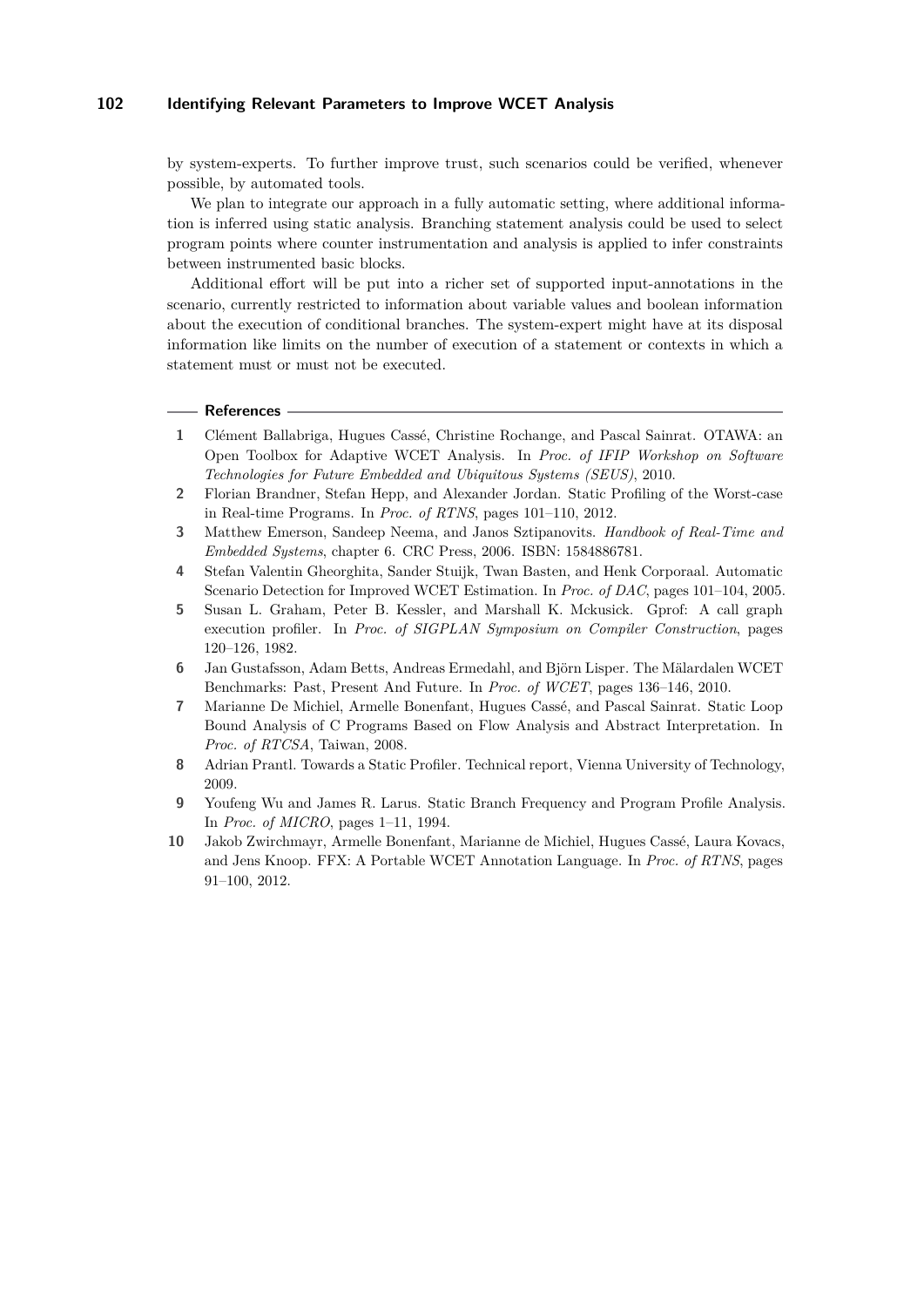by system-experts. To further improve trust, such scenarios could be verified, whenever possible, by automated tools.

We plan to integrate our approach in a fully automatic setting, where additional information is inferred using static analysis. Branching statement analysis could be used to select program points where counter instrumentation and analysis is applied to infer constraints between instrumented basic blocks.

Additional effort will be put into a richer set of supported input-annotations in the scenario, currently restricted to information about variable values and boolean information about the execution of conditional branches. The system-expert might have at its disposal information like limits on the number of execution of a statement or contexts in which a statement must or must not be executed.

## References

1. Clément Ballabriga, Hugues Cassé, Christine Rochange, and Pascal Sainrat. OTAWA: an Open Toolbox for Adaptive WCET Analysis. In *Proc. of IFIP Workshop on Software Technologies for Future Embedded and Ubiquitous Systems (SEUS)*, 2010.
2. Florian Brandner, Stefan Hepp, and Alexander Jordan. Static Profiling of the Worst-case in Real-time Programs. In *Proc. of RTNS*, pages 101–110, 2012.
3. Matthew Emerson, Sandeep Neema, and Janos Sztipanovits. *Handbook of Real-Time and Embedded Systems*, chapter 6. CRC Press, 2006. ISBN: 1584886781.
4. Stefan Valentin Gheorghita, Sander Stuijk, Twan Basten, and Henk Corporaal. Automatic Scenario Detection for Improved WCET Estimation. In *Proc. of DAC*, pages 101–104, 2005.
5. Susan L. Graham, Peter B. Kessler, and Marshall K. Mckusick. Gprof: A call graph execution profiler. In *Proc. of SIGPLAN Symposium on Compiler Construction*, pages 120–126, 1982.
6. Jan Gustafsson, Adam Betts, Andreas Ermedahl, and Björn Lisper. The Mälardalen WCET Benchmarks: Past, Present And Future. In *Proc. of WCET*, pages 136–146, 2010.
7. Marianne De Michiel, Armelle Bonenfant, Hugues Cassé, and Pascal Sainrat. Static Loop Bound Analysis of C Programs Based on Flow Analysis and Abstract Interpretation. In *Proc. of RTCSA*, Taiwan, 2008.
8. Adrian Prantl. Towards a Static Profiler. Technical report, Vienna University of Technology, 2009.
9. Youfeng Wu and James R. Larus. Static Branch Frequency and Program Profile Analysis. In *Proc. of MICRO*, pages 1–11, 1994.
10. Jakob Zwirchmayr, Armelle Bonenfant, Marianne de Michiel, Hugues Cassé, Laura Kovacs, and Jens Knoop. FFX: A Portable WCET Annotation Language. In *Proc. of RTNS*, pages 91–100, 2012.